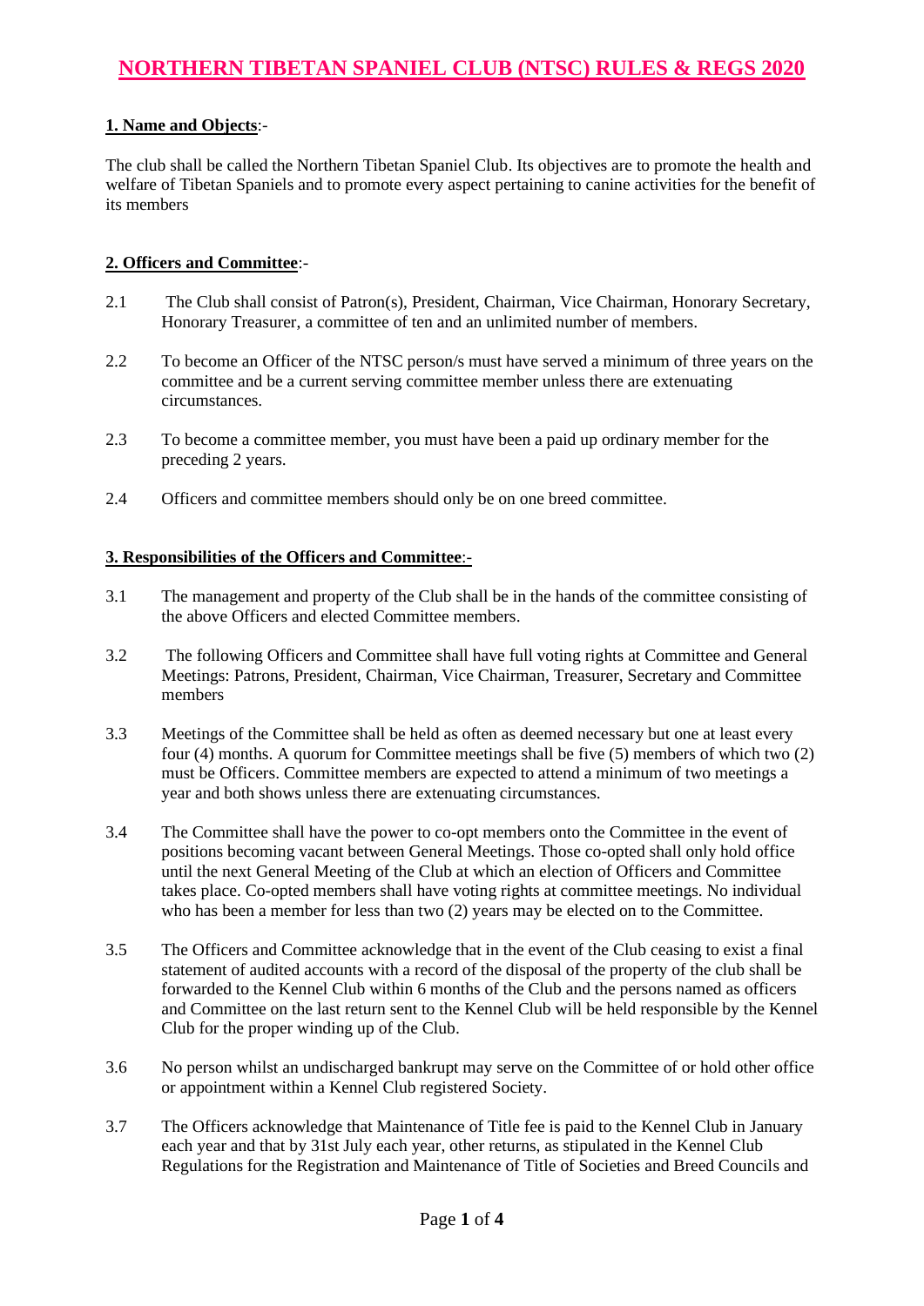# NORTHERN TIBETAN SPANIEL CLUB (NTSC) RULES & REGS 2020

## 1. Name and Objects:-

The club shall be called the Northern Tibetan Spaniel Club. Its objectives are to promote the health and welfare of Tibetan Spaniels and to promote every aspect pertaining to canine activities for the benefit of its members

## 2. Officers and Committee:-

2.1 The Club shall consist of Patron(s), President, Chairman, Vice Chairman, Honorary Secretary, Honorary Treasurer, a committee of ten and an unlimited number of members.

2.2 To become an Officer of the NTSC person/s must have served a minimum of three years on the committee and be a current serving committee member unless there are extenuating circumstances.

2.3 To become a committee member, you must have been a paid up ordinary member for the preceding 2 years.

2.4 Officers and committee members should only be on one breed committee.

## 3. Responsibilities of the Officers and Committee:-

3.1 The management and property of the Club shall be in the hands of the committee consisting of the above Officers and elected Committee members.

3.2 The following Officers and Committee shall have full voting rights at Committee and General Meetings: Patrons, President, Chairman, Vice Chairman, Treasurer, Secretary and Committee members

3.3 Meetings of the Committee shall be held as often as deemed necessary but one at least every four (4) months. A quorum for Committee meetings shall be five (5) members of which two (2) must be Officers. Committee members are expected to attend a minimum of two meetings a year and both shows unless there are extenuating circumstances.

3.4 The Committee shall have the power to co-opt members onto the Committee in the event of positions becoming vacant between General Meetings. Those co-opted shall only hold office until the next General Meeting of the Club at which an election of Officers and Committee takes place. Co-opted members shall have voting rights at committee meetings. No individual who has been a member for less than two (2) years may be elected on to the Committee.

3.5 The Officers and Committee acknowledge that in the event of the Club ceasing to exist a final statement of audited accounts with a record of the disposal of the property of the club shall be forwarded to the Kennel Club within 6 months of the Club and the persons named as officers and Committee on the last return sent to the Kennel Club will be held responsible by the Kennel Club for the proper winding up of the Club.

3.6 No person whilst an undischarged bankrupt may serve on the Committee of or hold other office or appointment within a Kennel Club registered Society.

3.7 The Officers acknowledge that Maintenance of Title fee is paid to the Kennel Club in January each year and that by 31st July each year, other returns, as stipulated in the Kennel Club Regulations for the Registration and Maintenance of Title of Societies and Breed Councils and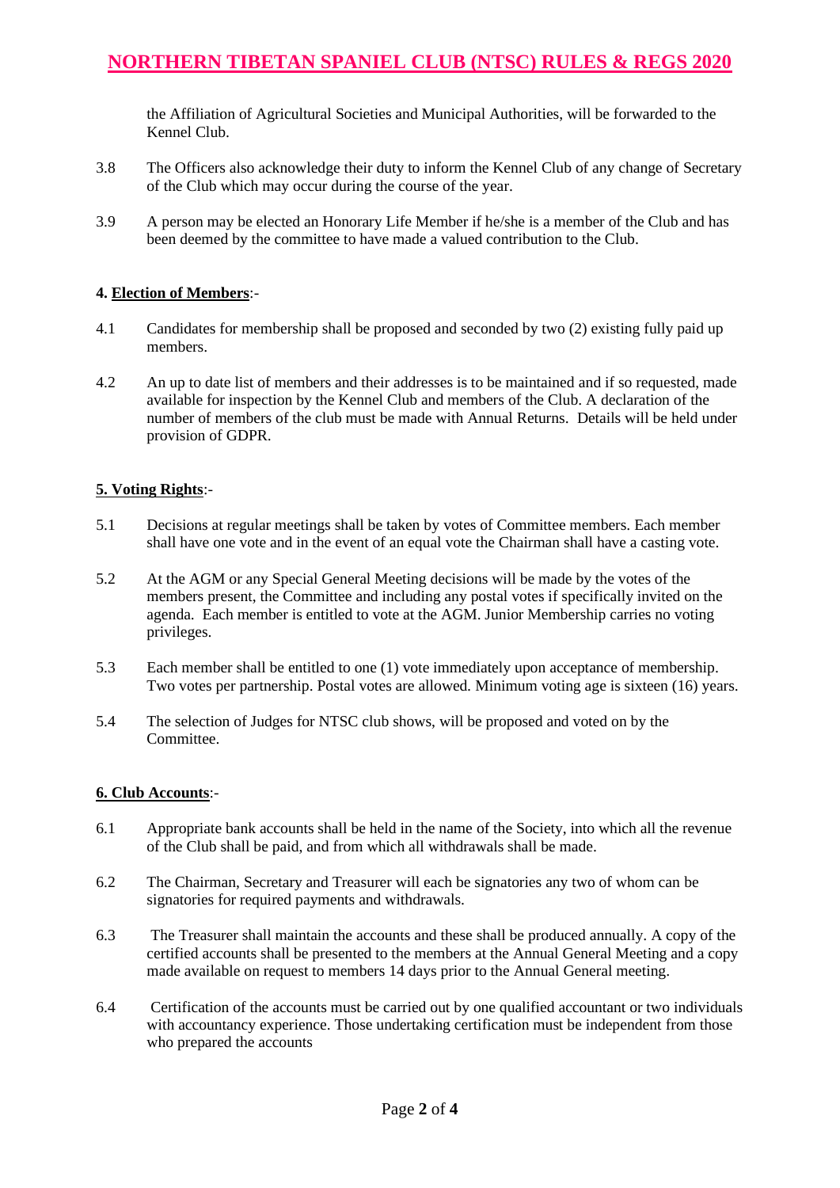the Affiliation of Agricultural Societies and Municipal Authorities, will be forwarded to the Kennel Club.

3.8 The Officers also acknowledge their duty to inform the Kennel Club of any change of Secretary of the Club which may occur during the course of the year.

3.9 A person may be elected an Honorary Life Member if he/she is a member of the Club and has been deemed by the committee to have made a valued contribution to the Club.

**4. <u>Election of Members</u>**:-

4.1 Candidates for membership shall be proposed and seconded by two (2) existing fully paid up members.

4.2 An up to date list of members and their addresses is to be maintained and if so requested, made available for inspection by the Kennel Club and members of the Club. A declaration of the number of members of the club must be made with Annual Returns. Details will be held under provision of GDPR.

**<u>5. Voting Rights</u>**:-

5.1 Decisions at regular meetings shall be taken by votes of Committee members. Each member shall have one vote and in the event of an equal vote the Chairman shall have a casting vote.

5.2 At the AGM or any Special General Meeting decisions will be made by the votes of the members present, the Committee and including any postal votes if specifically invited on the agenda. Each member is entitled to vote at the AGM. Junior Membership carries no voting privileges.

5.3 Each member shall be entitled to one (1) vote immediately upon acceptance of membership. Two votes per partnership. Postal votes are allowed. Minimum voting age is sixteen (16) years.

5.4 The selection of Judges for NTSC club shows, will be proposed and voted on by the Committee.

**<u>6. Club Accounts</u>**:-

6.1 Appropriate bank accounts shall be held in the name of the Society, into which all the revenue of the Club shall be paid, and from which all withdrawals shall be made.

6.2 The Chairman, Secretary and Treasurer will each be signatories any two of whom can be signatories for required payments and withdrawals.

6.3 The Treasurer shall maintain the accounts and these shall be produced annually. A copy of the certified accounts shall be presented to the members at the Annual General Meeting and a copy made available on request to members 14 days prior to the Annual General meeting.

6.4 Certification of the accounts must be carried out by one qualified accountant or two individuals with accountancy experience. Those undertaking certification must be independent from those who prepared the accounts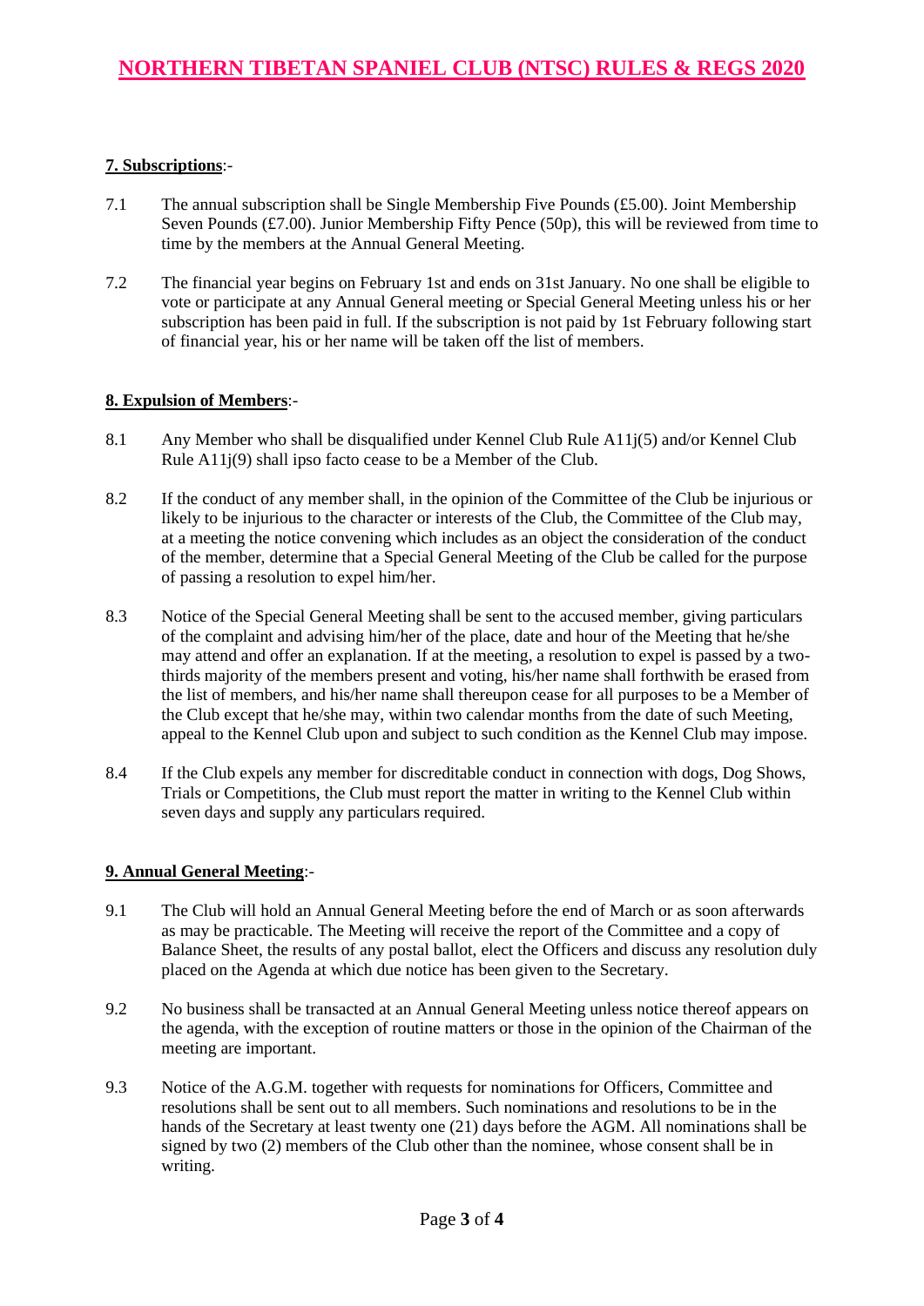**7. Subscriptions**:-

7.1 The annual subscription shall be Single Membership Five Pounds (£5.00). Joint Membership Seven Pounds (£7.00). Junior Membership Fifty Pence (50p), this will be reviewed from time to time by the members at the Annual General Meeting.

7.2 The financial year begins on February 1st and ends on 31st January. No one shall be eligible to vote or participate at any Annual General meeting or Special General Meeting unless his or her subscription has been paid in full. If the subscription is not paid by 1st February following start of financial year, his or her name will be taken off the list of members.

**8. Expulsion of Members**:-

8.1 Any Member who shall be disqualified under Kennel Club Rule A11j(5) and/or Kennel Club Rule A11j(9) shall ipso facto cease to be a Member of the Club.

8.2 If the conduct of any member shall, in the opinion of the Committee of the Club be injurious or likely to be injurious to the character or interests of the Club, the Committee of the Club may, at a meeting the notice convening which includes as an object the consideration of the conduct of the member, determine that a Special General Meeting of the Club be called for the purpose of passing a resolution to expel him/her.

8.3 Notice of the Special General Meeting shall be sent to the accused member, giving particulars of the complaint and advising him/her of the place, date and hour of the Meeting that he/she may attend and offer an explanation. If at the meeting, a resolution to expel is passed by a two-thirds majority of the members present and voting, his/her name shall forthwith be erased from the list of members, and his/her name shall thereupon cease for all purposes to be a Member of the Club except that he/she may, within two calendar months from the date of such Meeting, appeal to the Kennel Club upon and subject to such condition as the Kennel Club may impose.

8.4 If the Club expels any member for discreditable conduct in connection with dogs, Dog Shows, Trials or Competitions, the Club must report the matter in writing to the Kennel Club within seven days and supply any particulars required.

**9. Annual General Meeting**:-

9.1 The Club will hold an Annual General Meeting before the end of March or as soon afterwards as may be practicable. The Meeting will receive the report of the Committee and a copy of Balance Sheet, the results of any postal ballot, elect the Officers and discuss any resolution duly placed on the Agenda at which due notice has been given to the Secretary.

9.2 No business shall be transacted at an Annual General Meeting unless notice thereof appears on the agenda, with the exception of routine matters or those in the opinion of the Chairman of the meeting are important.

9.3 Notice of the A.G.M. together with requests for nominations for Officers, Committee and resolutions shall be sent out to all members. Such nominations and resolutions to be in the hands of the Secretary at least twenty one (21) days before the AGM. All nominations shall be signed by two (2) members of the Club other than the nominee, whose consent shall be in writing.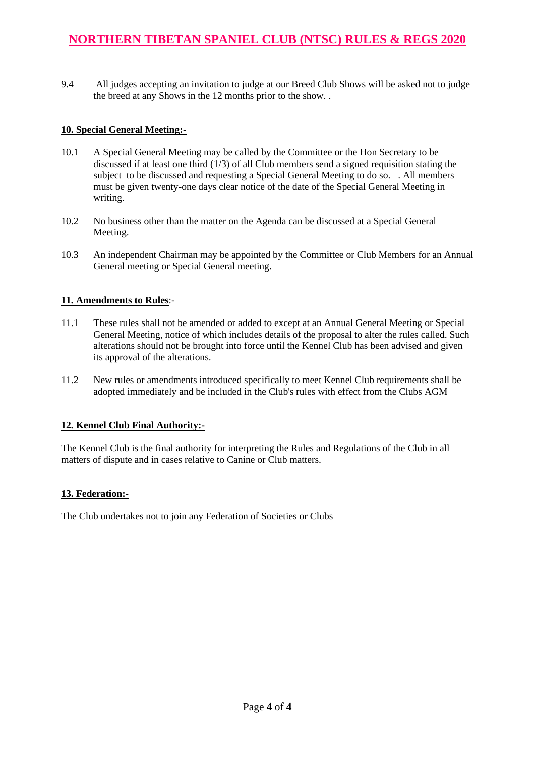9.4 All judges accepting an invitation to judge at our Breed Club Shows will be asked not to judge the breed at any Shows in the 12 months prior to the show. .

**10. Special General Meeting:-**

10.1 A Special General Meeting may be called by the Committee or the Hon Secretary to be discussed if at least one third (1/3) of all Club members send a signed requisition stating the subject to be discussed and requesting a Special General Meeting to do so. . All members must be given twenty-one days clear notice of the date of the Special General Meeting in writing.

10.2 No business other than the matter on the Agenda can be discussed at a Special General Meeting.

10.3 An independent Chairman may be appointed by the Committee or Club Members for an Annual General meeting or Special General meeting.

**11. Amendments to Rules**:-

11.1 These rules shall not be amended or added to except at an Annual General Meeting or Special General Meeting, notice of which includes details of the proposal to alter the rules called. Such alterations should not be brought into force until the Kennel Club has been advised and given its approval of the alterations.

11.2 New rules or amendments introduced specifically to meet Kennel Club requirements shall be adopted immediately and be included in the Club's rules with effect from the Clubs AGM

**12. Kennel Club Final Authority:-**

The Kennel Club is the final authority for interpreting the Rules and Regulations of the Club in all matters of dispute and in cases relative to Canine or Club matters.

**13. Federation:-**

The Club undertakes not to join any Federation of Societies or Clubs